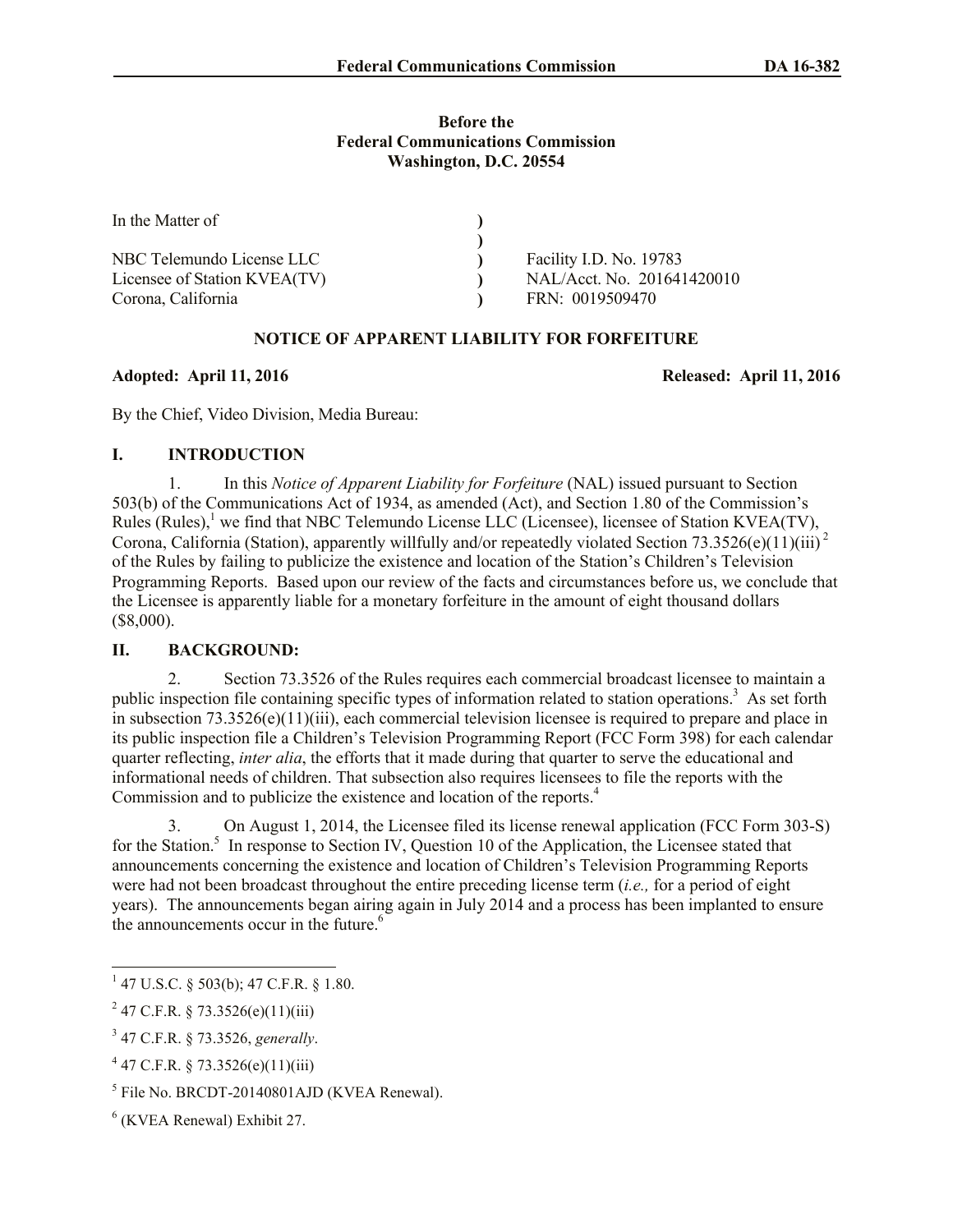**Before the**
**Federal Communications Commission**
**Washington, D.C. 20554**

| In the Matter of | ) | |
|---|---|---|
| | ) | |
| NBC Telemundo License LLC | ) | Facility I.D. No. 19783 |
| Licensee of Station KVEA(TV) | ) | NAL/Acct. No. 201641420010 |
| Corona, California | ) | FRN: 0019509470 |

## NOTICE OF APPARENT LIABILITY FOR FORFEITURE

**Adopted: April 11, 2016** **Released: April 11, 2016**

By the Chief, Video Division, Media Bureau:

## I. INTRODUCTION

1. In this *Notice of Apparent Liability for Forfeiture* (NAL) issued pursuant to Section 503(b) of the Communications Act of 1934, as amended (Act), and Section 1.80 of the Commission's Rules (Rules),[1] we find that NBC Telemundo License LLC (Licensee), licensee of Station KVEA(TV), Corona, California (Station), apparently willfully and/or repeatedly violated Section 73.3526(e)(11)(iii)[2] of the Rules by failing to publicize the existence and location of the Station's Children's Television Programming Reports. Based upon our review of the facts and circumstances before us, we conclude that the Licensee is apparently liable for a monetary forfeiture in the amount of eight thousand dollars ($8,000).

## II. BACKGROUND:

2. Section 73.3526 of the Rules requires each commercial broadcast licensee to maintain a public inspection file containing specific types of information related to station operations.[3] As set forth in subsection 73.3526(e)(11)(iii), each commercial television licensee is required to prepare and place in its public inspection file a Children's Television Programming Report (FCC Form 398) for each calendar quarter reflecting, *inter alia*, the efforts that it made during that quarter to serve the educational and informational needs of children. That subsection also requires licensees to file the reports with the Commission and to publicize the existence and location of the reports.[4]

3. On August 1, 2014, the Licensee filed its license renewal application (FCC Form 303-S) for the Station.[5] In response to Section IV, Question 10 of the Application, the Licensee stated that announcements concerning the existence and location of Children's Television Programming Reports were had not been broadcast throughout the entire preceding license term (*i.e.,* for a period of eight years). The announcements began airing again in July 2014 and a process has been implanted to ensure the announcements occur in the future.[6]

---

[1] 47 U.S.C. § 503(b); 47 C.F.R. § 1.80.

[2] 47 C.F.R. § 73.3526(e)(11)(iii)

[3] 47 C.F.R. § 73.3526, *generally*.

[4] 47 C.F.R. § 73.3526(e)(11)(iii)

[5] File No. BRCDT-20140801AJD (KVEA Renewal).

[6] (KVEA Renewal) Exhibit 27.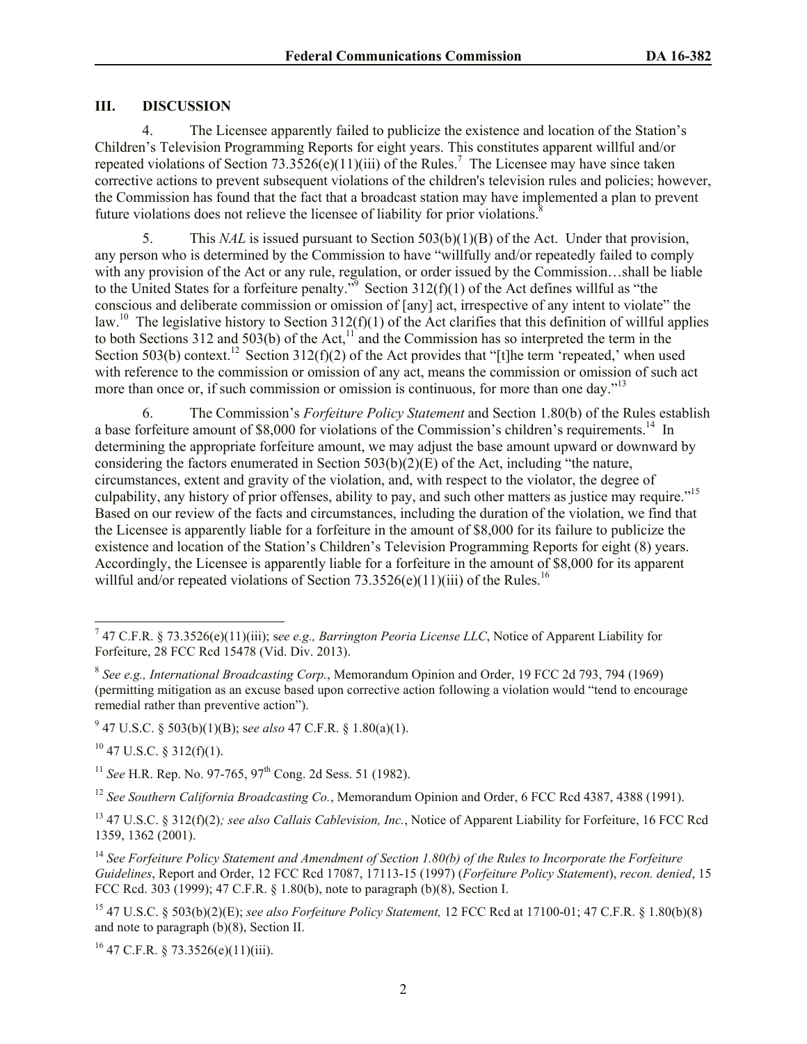## III. DISCUSSION

4. The Licensee apparently failed to publicize the existence and location of the Station's Children's Television Programming Reports for eight years. This constitutes apparent willful and/or repeated violations of Section 73.3526(e)(11)(iii) of the Rules.[7] The Licensee may have since taken corrective actions to prevent subsequent violations of the children's television rules and policies; however, the Commission has found that the fact that a broadcast station may have implemented a plan to prevent future violations does not relieve the licensee of liability for prior violations.[8]

5. This *NAL* is issued pursuant to Section 503(b)(1)(B) of the Act. Under that provision, any person who is determined by the Commission to have "willfully and/or repeatedly failed to comply with any provision of the Act or any rule, regulation, or order issued by the Commission…shall be liable to the United States for a forfeiture penalty."[9] Section 312(f)(1) of the Act defines willful as "the conscious and deliberate commission or omission of [any] act, irrespective of any intent to violate" the law.[10] The legislative history to Section 312(f)(1) of the Act clarifies that this definition of willful applies to both Sections 312 and 503(b) of the Act,[11] and the Commission has so interpreted the term in the Section 503(b) context.[12] Section 312(f)(2) of the Act provides that "[t]he term 'repeated,' when used with reference to the commission or omission of any act, means the commission or omission of such act more than once or, if such commission or omission is continuous, for more than one day."[13]

6. The Commission's *Forfeiture Policy Statement* and Section 1.80(b) of the Rules establish a base forfeiture amount of \$8,000 for violations of the Commission's children's requirements.[14] In determining the appropriate forfeiture amount, we may adjust the base amount upward or downward by considering the factors enumerated in Section 503(b)(2)(E) of the Act, including "the nature, circumstances, extent and gravity of the violation, and, with respect to the violator, the degree of culpability, any history of prior offenses, ability to pay, and such other matters as justice may require."[15] Based on our review of the facts and circumstances, including the duration of the violation, we find that the Licensee is apparently liable for a forfeiture in the amount of \$8,000 for its failure to publicize the existence and location of the Station's Children's Television Programming Reports for eight (8) years. Accordingly, the Licensee is apparently liable for a forfeiture in the amount of \$8,000 for its apparent willful and/or repeated violations of Section 73.3526(e)(11)(iii) of the Rules.[16]

---

[7] 47 C.F.R. § 73.3526(e)(11)(iii); s*ee e.g., Barrington Peoria License LLC*, Notice of Apparent Liability for Forfeiture, 28 FCC Rcd 15478 (Vid. Div. 2013).

[8] *See e.g., International Broadcasting Corp.*, Memorandum Opinion and Order, 19 FCC 2d 793, 794 (1969) (permitting mitigation as an excuse based upon corrective action following a violation would "tend to encourage remedial rather than preventive action").

[9] 47 U.S.C. § 503(b)(1)(B); s*ee also* 47 C.F.R. § 1.80(a)(1).

[10] 47 U.S.C. § 312(f)(1).

[11] *See* H.R. Rep. No. 97-765, 97th Cong. 2d Sess. 51 (1982).

[12] *See Southern California Broadcasting Co.*, Memorandum Opinion and Order, 6 FCC Rcd 4387, 4388 (1991).

[13] 47 U.S.C. § 312(f)(2)*; see also Callais Cablevision, Inc.*, Notice of Apparent Liability for Forfeiture, 16 FCC Rcd 1359, 1362 (2001).

[14] *See Forfeiture Policy Statement and Amendment of Section 1.80(b) of the Rules to Incorporate the Forfeiture Guidelines*, Report and Order, 12 FCC Rcd 17087, 17113-15 (1997) (*Forfeiture Policy Statement*), *recon. denied*, 15 FCC Rcd. 303 (1999); 47 C.F.R. § 1.80(b), note to paragraph (b)(8), Section I.

[15] 47 U.S.C. § 503(b)(2)(E); *see also Forfeiture Policy Statement,* 12 FCC Rcd at 17100-01; 47 C.F.R. § 1.80(b)(8) and note to paragraph (b)(8), Section II.

[16] 47 C.F.R. § 73.3526(e)(11)(iii).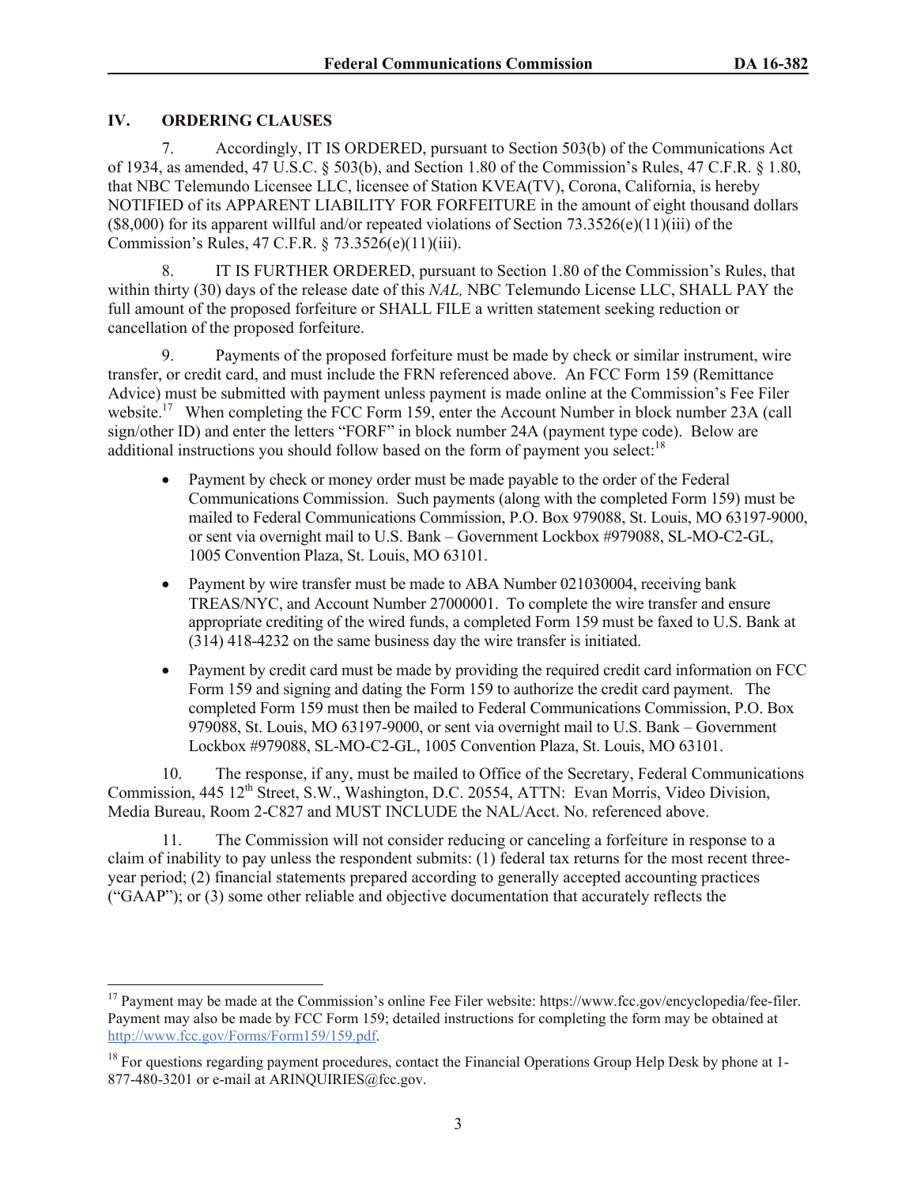## IV. ORDERING CLAUSES

7. Accordingly, IT IS ORDERED, pursuant to Section 503(b) of the Communications Act of 1934, as amended, 47 U.S.C. § 503(b), and Section 1.80 of the Commission's Rules, 47 C.F.R. § 1.80, that NBC Telemundo Licensee LLC, licensee of Station KVEA(TV), Corona, California, is hereby NOTIFIED of its APPARENT LIABILITY FOR FORFEITURE in the amount of eight thousand dollars ($8,000) for its apparent willful and/or repeated violations of Section 73.3526(e)(11)(iii) of the Commission's Rules, 47 C.F.R. § 73.3526(e)(11)(iii).

8. IT IS FURTHER ORDERED, pursuant to Section 1.80 of the Commission's Rules, that within thirty (30) days of the release date of this *NAL,* NBC Telemundo License LLC, SHALL PAY the full amount of the proposed forfeiture or SHALL FILE a written statement seeking reduction or cancellation of the proposed forfeiture.

9. Payments of the proposed forfeiture must be made by check or similar instrument, wire transfer, or credit card, and must include the FRN referenced above. An FCC Form 159 (Remittance Advice) must be submitted with payment unless payment is made online at the Commission's Fee Filer website.[17] When completing the FCC Form 159, enter the Account Number in block number 23A (call sign/other ID) and enter the letters "FORF" in block number 24A (payment type code). Below are additional instructions you should follow based on the form of payment you select:[18]

- Payment by check or money order must be made payable to the order of the Federal Communications Commission. Such payments (along with the completed Form 159) must be mailed to Federal Communications Commission, P.O. Box 979088, St. Louis, MO 63197-9000, or sent via overnight mail to U.S. Bank – Government Lockbox #979088, SL-MO-C2-GL, 1005 Convention Plaza, St. Louis, MO 63101.
- Payment by wire transfer must be made to ABA Number 021030004, receiving bank TREAS/NYC, and Account Number 27000001. To complete the wire transfer and ensure appropriate crediting of the wired funds, a completed Form 159 must be faxed to U.S. Bank at (314) 418-4232 on the same business day the wire transfer is initiated.
- Payment by credit card must be made by providing the required credit card information on FCC Form 159 and signing and dating the Form 159 to authorize the credit card payment. The completed Form 159 must then be mailed to Federal Communications Commission, P.O. Box 979088, St. Louis, MO 63197-9000, or sent via overnight mail to U.S. Bank – Government Lockbox #979088, SL-MO-C2-GL, 1005 Convention Plaza, St. Louis, MO 63101.

10. The response, if any, must be mailed to Office of the Secretary, Federal Communications Commission, 445 12th Street, S.W., Washington, D.C. 20554, ATTN: Evan Morris, Video Division, Media Bureau, Room 2-C827 and MUST INCLUDE the NAL/Acct. No. referenced above.

11. The Commission will not consider reducing or canceling a forfeiture in response to a claim of inability to pay unless the respondent submits: (1) federal tax returns for the most recent three-year period; (2) financial statements prepared according to generally accepted accounting practices ("GAAP"); or (3) some other reliable and objective documentation that accurately reflects the

---

[17] Payment may be made at the Commission's online Fee Filer website: https://www.fcc.gov/encyclopedia/fee-filer. Payment may also be made by FCC Form 159; detailed instructions for completing the form may be obtained at http://www.fcc.gov/Forms/Form159/159.pdf.

[18] For questions regarding payment procedures, contact the Financial Operations Group Help Desk by phone at 1-877-480-3201 or e-mail at ARINQUIRIES@fcc.gov.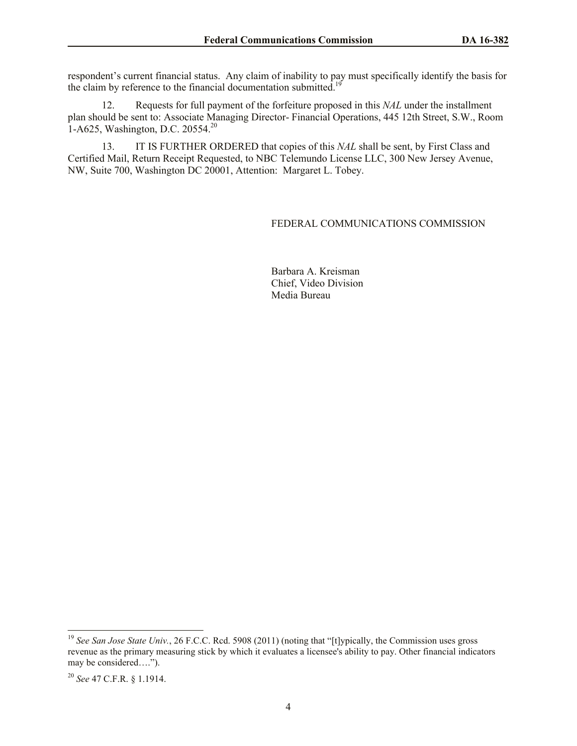respondent's current financial status. Any claim of inability to pay must specifically identify the basis for the claim by reference to the financial documentation submitted.[19]

12. Requests for full payment of the forfeiture proposed in this *NAL* under the installment plan should be sent to: Associate Managing Director- Financial Operations, 445 12th Street, S.W., Room 1-A625, Washington, D.C. 20554.[20]

13. IT IS FURTHER ORDERED that copies of this *NAL* shall be sent, by First Class and Certified Mail, Return Receipt Requested, to NBC Telemundo License LLC, 300 New Jersey Avenue, NW, Suite 700, Washington DC 20001, Attention: Margaret L. Tobey.

FEDERAL COMMUNICATIONS COMMISSION

Barbara A. Kreisman
Chief, Video Division
Media Bureau

---

[19] *See San Jose State Univ.*, 26 F.C.C. Rcd. 5908 (2011) (noting that "[t]ypically, the Commission uses gross revenue as the primary measuring stick by which it evaluates a licensee's ability to pay. Other financial indicators may be considered….").

[20] *See* 47 C.F.R. § 1.1914.